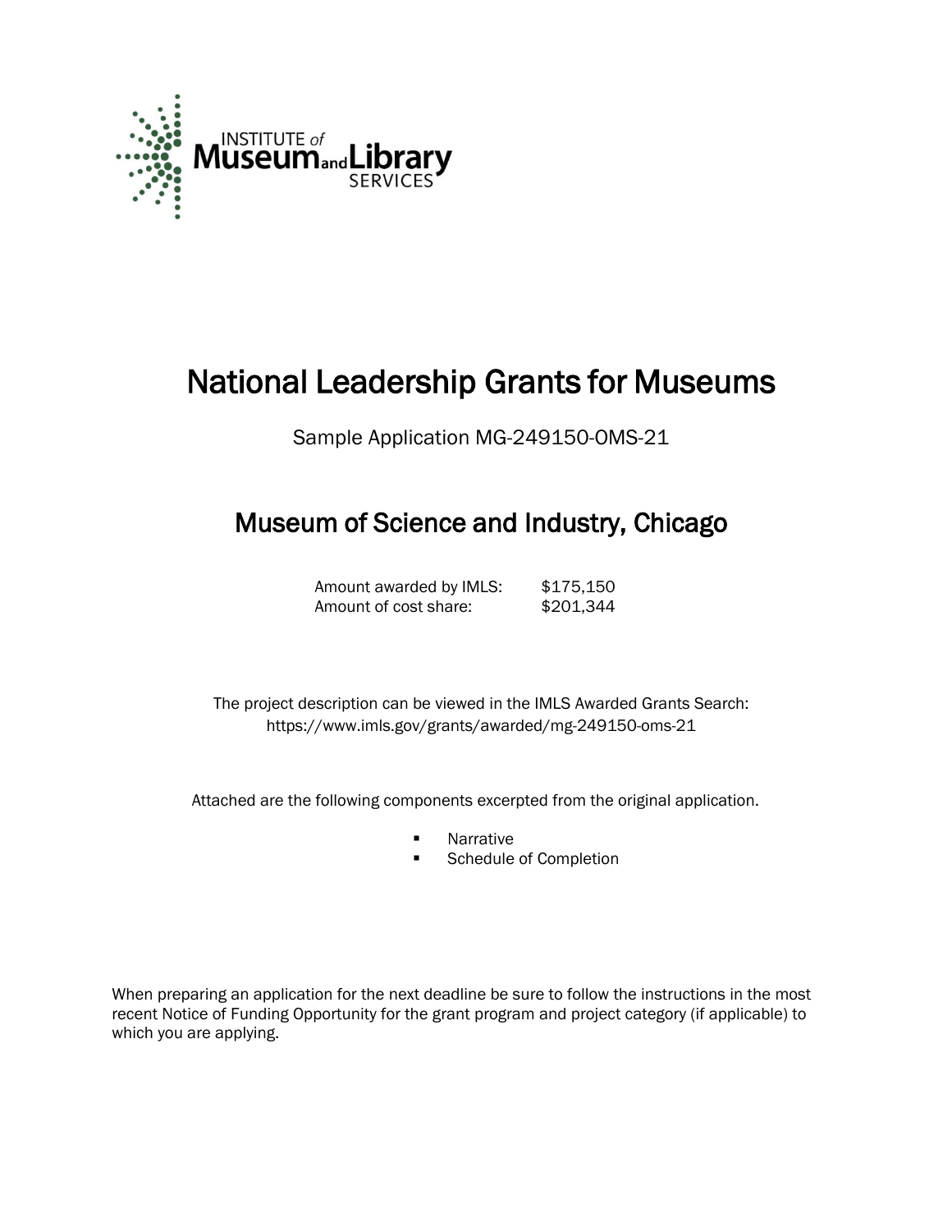# National Leadership Grants for Museums

Sample Application MG-249150-OMS-21

## Museum of Science and Industry, Chicago

Amount awarded by IMLS: $175,150
Amount of cost share: $201,344

The project description can be viewed in the IMLS Awarded Grants Search: https://www.imls.gov/grants/awarded/mg-249150-oms-21

Attached are the following components excerpted from the original application.

- Narrative
- Schedule of Completion

When preparing an application for the next deadline be sure to follow the instructions in the most recent Notice of Funding Opportunity for the grant program and project category (if applicable) to which you are applying.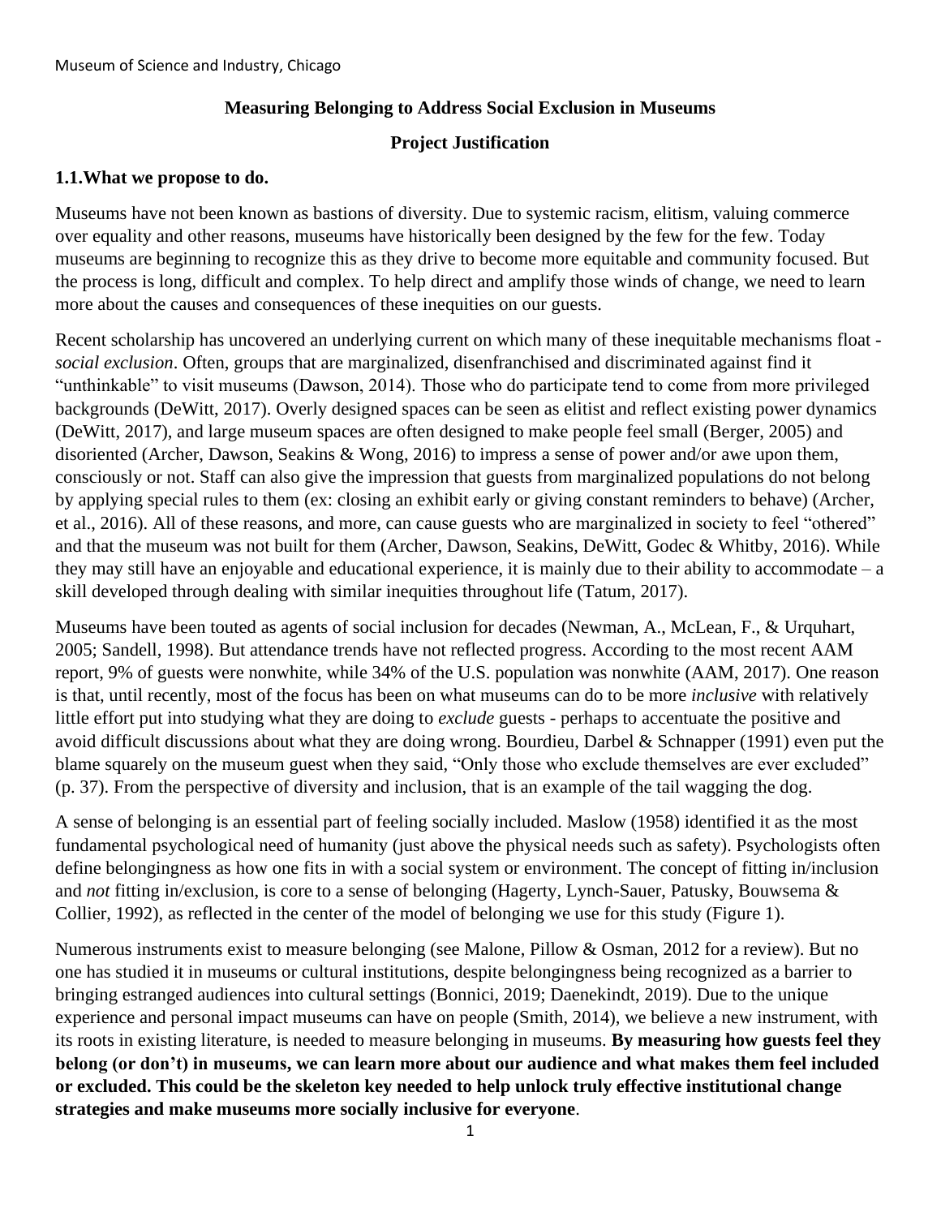Museum of Science and Industry, Chicago

## Measuring Belonging to Address Social Exclusion in Museums

## Project Justification

### 1.1. What we propose to do.

Museums have not been known as bastions of diversity. Due to systemic racism, elitism, valuing commerce over equality and other reasons, museums have historically been designed by the few for the few. Today museums are beginning to recognize this as they drive to become more equitable and community focused. But the process is long, difficult and complex. To help direct and amplify those winds of change, we need to learn more about the causes and consequences of these inequities on our guests.

Recent scholarship has uncovered an underlying current on which many of these inequitable mechanisms float - *social exclusion*. Often, groups that are marginalized, disenfranchised and discriminated against find it "unthinkable" to visit museums (Dawson, 2014). Those who do participate tend to come from more privileged backgrounds (DeWitt, 2017). Overly designed spaces can be seen as elitist and reflect existing power dynamics (DeWitt, 2017), and large museum spaces are often designed to make people feel small (Berger, 2005) and disoriented (Archer, Dawson, Seakins & Wong, 2016) to impress a sense of power and/or awe upon them, consciously or not. Staff can also give the impression that guests from marginalized populations do not belong by applying special rules to them (ex: closing an exhibit early or giving constant reminders to behave) (Archer, et al., 2016). All of these reasons, and more, can cause guests who are marginalized in society to feel "othered" and that the museum was not built for them (Archer, Dawson, Seakins, DeWitt, Godec & Whitby, 2016). While they may still have an enjoyable and educational experience, it is mainly due to their ability to accommodate – a skill developed through dealing with similar inequities throughout life (Tatum, 2017).

Museums have been touted as agents of social inclusion for decades (Newman, A., McLean, F., & Urquhart, 2005; Sandell, 1998). But attendance trends have not reflected progress. According to the most recent AAM report, 9% of guests were nonwhite, while 34% of the U.S. population was nonwhite (AAM, 2017). One reason is that, until recently, most of the focus has been on what museums can do to be more *inclusive* with relatively little effort put into studying what they are doing to *exclude* guests - perhaps to accentuate the positive and avoid difficult discussions about what they are doing wrong. Bourdieu, Darbel & Schnapper (1991) even put the blame squarely on the museum guest when they said, "Only those who exclude themselves are ever excluded" (p. 37). From the perspective of diversity and inclusion, that is an example of the tail wagging the dog.

A sense of belonging is an essential part of feeling socially included. Maslow (1958) identified it as the most fundamental psychological need of humanity (just above the physical needs such as safety). Psychologists often define belongingness as how one fits in with a social system or environment. The concept of fitting in/inclusion and *not* fitting in/exclusion, is core to a sense of belonging (Hagerty, Lynch-Sauer, Patusky, Bouwsema & Collier, 1992), as reflected in the center of the model of belonging we use for this study (Figure 1).

Numerous instruments exist to measure belonging (see Malone, Pillow & Osman, 2012 for a review). But no one has studied it in museums or cultural institutions, despite belongingness being recognized as a barrier to bringing estranged audiences into cultural settings (Bonnici, 2019; Daenekindt, 2019). Due to the unique experience and personal impact museums can have on people (Smith, 2014), we believe a new instrument, with its roots in existing literature, is needed to measure belonging in museums. **By measuring how guests feel they belong (or don't) in museums, we can learn more about our audience and what makes them feel included or excluded. This could be the skeleton key needed to help unlock truly effective institutional change strategies and make museums more socially inclusive for everyone**.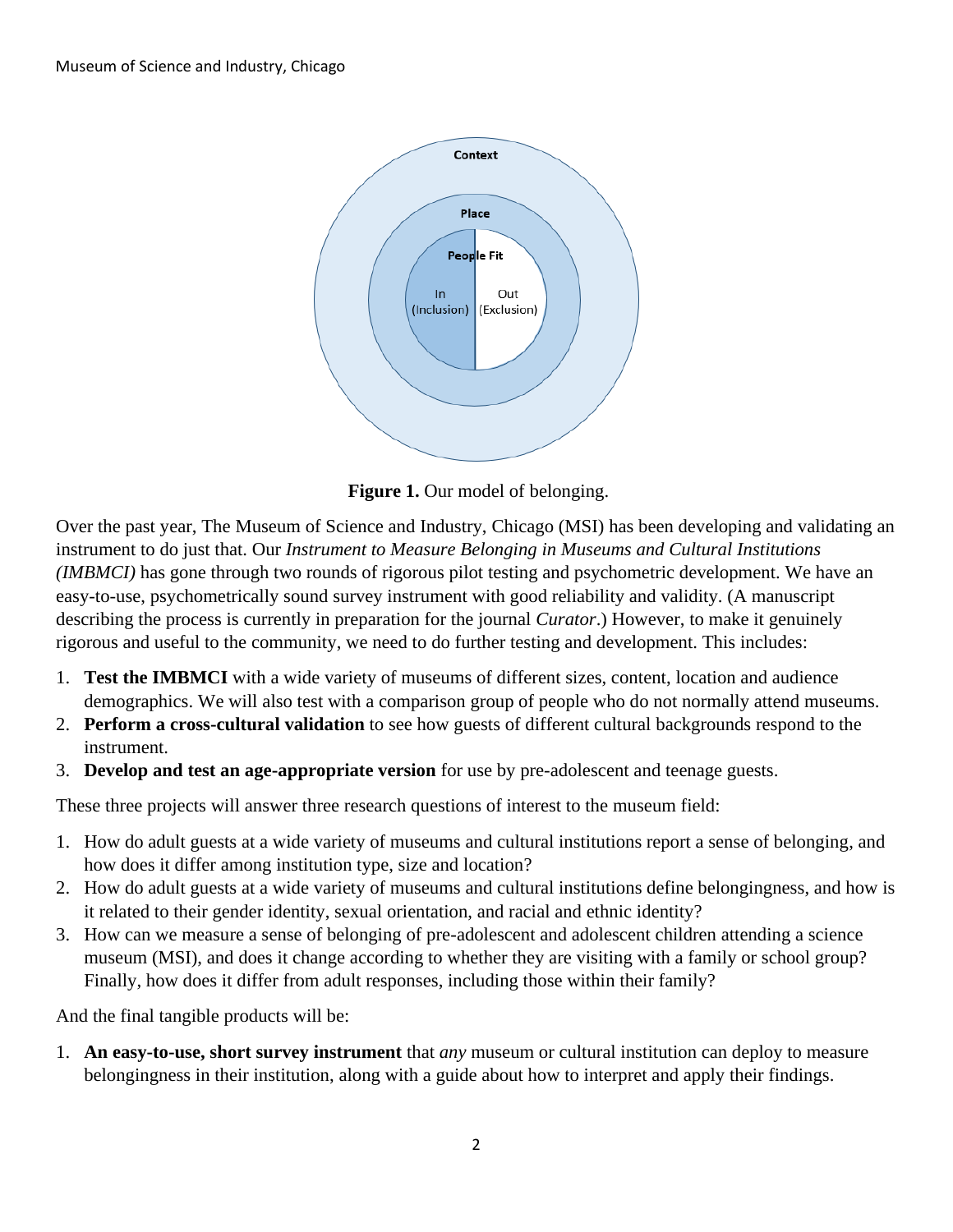**Figure 1.** Our model of belonging.

Over the past year, The Museum of Science and Industry, Chicago (MSI) has been developing and validating an instrument to do just that. Our *Instrument to Measure Belonging in Museums and Cultural Institutions (IMBMCI)* has gone through two rounds of rigorous pilot testing and psychometric development. We have an easy-to-use, psychometrically sound survey instrument with good reliability and validity. (A manuscript describing the process is currently in preparation for the journal *Curator*.) However, to make it genuinely rigorous and useful to the community, we need to do further testing and development. This includes:

1. **Test the IMBMCI** with a wide variety of museums of different sizes, content, location and audience demographics. We will also test with a comparison group of people who do not normally attend museums.
2. **Perform a cross-cultural validation** to see how guests of different cultural backgrounds respond to the instrument.
3. **Develop and test an age-appropriate version** for use by pre-adolescent and teenage guests.

These three projects will answer three research questions of interest to the museum field:

1. How do adult guests at a wide variety of museums and cultural institutions report a sense of belonging, and how does it differ among institution type, size and location?
2. How do adult guests at a wide variety of museums and cultural institutions define belongingness, and how is it related to their gender identity, sexual orientation, and racial and ethnic identity?
3. How can we measure a sense of belonging of pre-adolescent and adolescent children attending a science museum (MSI), and does it change according to whether they are visiting with a family or school group? Finally, how does it differ from adult responses, including those within their family?

And the final tangible products will be:

1. **An easy-to-use, short survey instrument** that *any* museum or cultural institution can deploy to measure belongingness in their institution, along with a guide about how to interpret and apply their findings.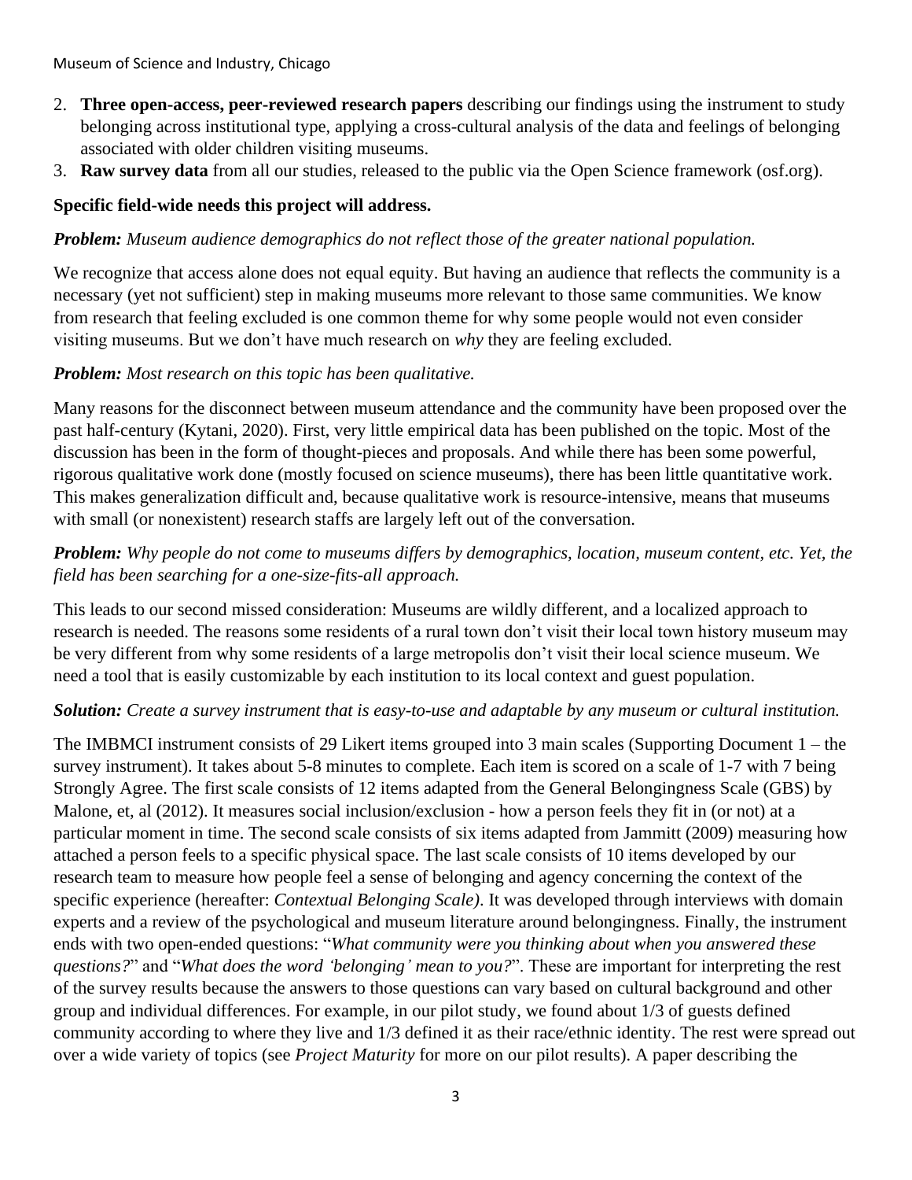2. **Three open-access, peer-reviewed research papers** describing our findings using the instrument to study belonging across institutional type, applying a cross-cultural analysis of the data and feelings of belonging associated with older children visiting museums.
3. **Raw survey data** from all our studies, released to the public via the Open Science framework (osf.org).

**Specific field-wide needs this project will address.**

***Problem:*** *Museum audience demographics do not reflect those of the greater national population.*

We recognize that access alone does not equal equity. But having an audience that reflects the community is a necessary (yet not sufficient) step in making museums more relevant to those same communities. We know from research that feeling excluded is one common theme for why some people would not even consider visiting museums. But we don't have much research on *why* they are feeling excluded.

***Problem:*** *Most research on this topic has been qualitative.*

Many reasons for the disconnect between museum attendance and the community have been proposed over the past half-century (Kytani, 2020). First, very little empirical data has been published on the topic. Most of the discussion has been in the form of thought-pieces and proposals. And while there has been some powerful, rigorous qualitative work done (mostly focused on science museums), there has been little quantitative work. This makes generalization difficult and, because qualitative work is resource-intensive, means that museums with small (or nonexistent) research staffs are largely left out of the conversation.

***Problem:*** *Why people do not come to museums differs by demographics, location, museum content, etc. Yet, the field has been searching for a one-size-fits-all approach.*

This leads to our second missed consideration: Museums are wildly different, and a localized approach to research is needed. The reasons some residents of a rural town don't visit their local town history museum may be very different from why some residents of a large metropolis don't visit their local science museum. We need a tool that is easily customizable by each institution to its local context and guest population.

***Solution:*** *Create a survey instrument that is easy-to-use and adaptable by any museum or cultural institution.*

The IMBMCI instrument consists of 29 Likert items grouped into 3 main scales (Supporting Document 1 – the survey instrument). It takes about 5-8 minutes to complete. Each item is scored on a scale of 1-7 with 7 being Strongly Agree. The first scale consists of 12 items adapted from the General Belongingness Scale (GBS) by Malone, et, al (2012). It measures social inclusion/exclusion - how a person feels they fit in (or not) at a particular moment in time. The second scale consists of six items adapted from Jammitt (2009) measuring how attached a person feels to a specific physical space. The last scale consists of 10 items developed by our research team to measure how people feel a sense of belonging and agency concerning the context of the specific experience (hereafter: *Contextual Belonging Scale)*. It was developed through interviews with domain experts and a review of the psychological and museum literature around belongingness. Finally, the instrument ends with two open-ended questions: "*What community were you thinking about when you answered these questions?*" and "*What does the word 'belonging' mean to you?*". These are important for interpreting the rest of the survey results because the answers to those questions can vary based on cultural background and other group and individual differences. For example, in our pilot study, we found about 1/3 of guests defined community according to where they live and 1/3 defined it as their race/ethnic identity. The rest were spread out over a wide variety of topics (see *Project Maturity* for more on our pilot results). A paper describing the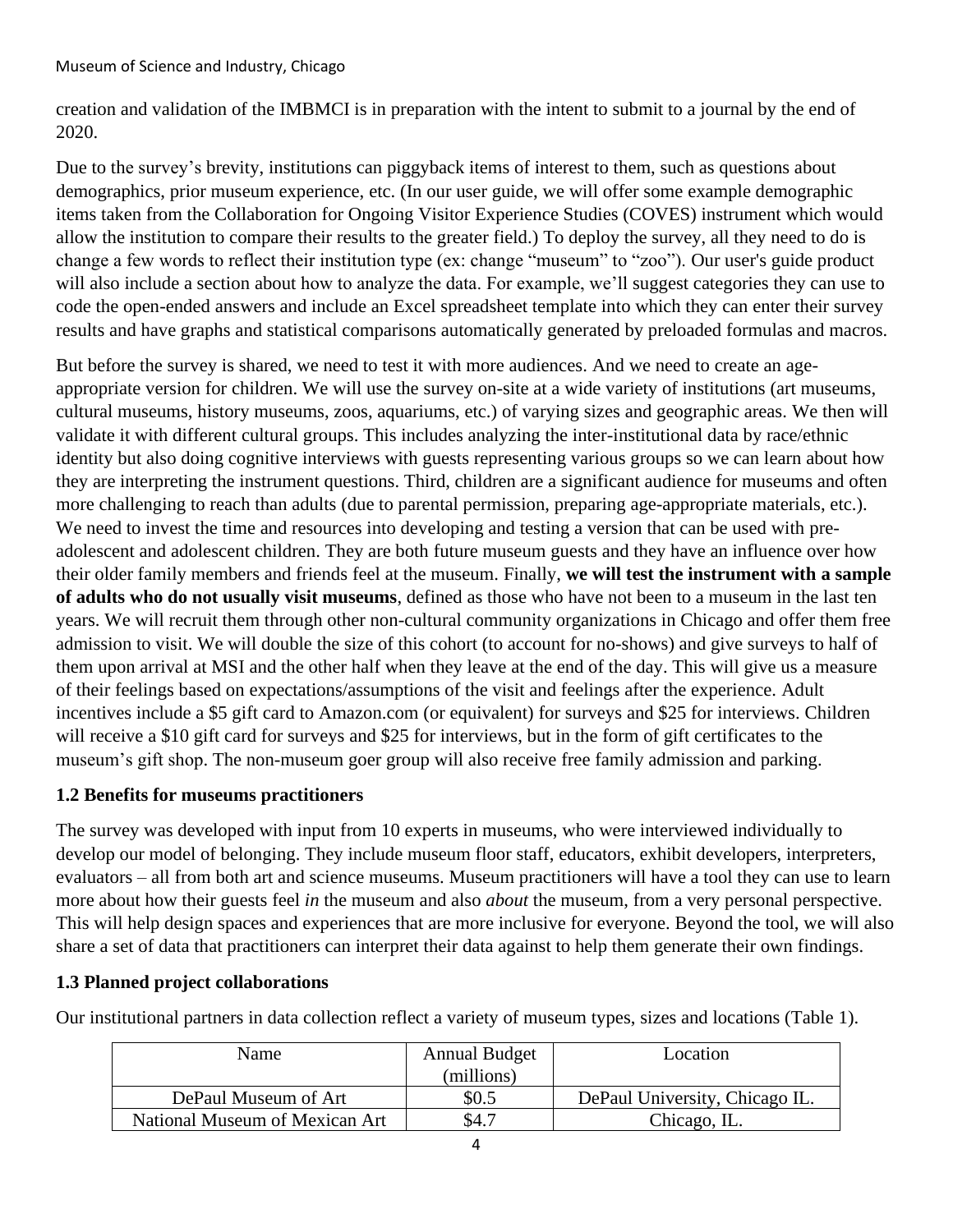creation and validation of the IMBMCI is in preparation with the intent to submit to a journal by the end of 2020.

Due to the survey's brevity, institutions can piggyback items of interest to them, such as questions about demographics, prior museum experience, etc. (In our user guide, we will offer some example demographic items taken from the Collaboration for Ongoing Visitor Experience Studies (COVES) instrument which would allow the institution to compare their results to the greater field.) To deploy the survey, all they need to do is change a few words to reflect their institution type (ex: change "museum" to "zoo"). Our user's guide product will also include a section about how to analyze the data. For example, we'll suggest categories they can use to code the open-ended answers and include an Excel spreadsheet template into which they can enter their survey results and have graphs and statistical comparisons automatically generated by preloaded formulas and macros.

But before the survey is shared, we need to test it with more audiences. And we need to create an age-appropriate version for children. We will use the survey on-site at a wide variety of institutions (art museums, cultural museums, history museums, zoos, aquariums, etc.) of varying sizes and geographic areas. We then will validate it with different cultural groups. This includes analyzing the inter-institutional data by race/ethnic identity but also doing cognitive interviews with guests representing various groups so we can learn about how they are interpreting the instrument questions. Third, children are a significant audience for museums and often more challenging to reach than adults (due to parental permission, preparing age-appropriate materials, etc.). We need to invest the time and resources into developing and testing a version that can be used with pre-adolescent and adolescent children. They are both future museum guests and they have an influence over how their older family members and friends feel at the museum. Finally, **we will test the instrument with a sample of adults who do not usually visit museums**, defined as those who have not been to a museum in the last ten years. We will recruit them through other non-cultural community organizations in Chicago and offer them free admission to visit. We will double the size of this cohort (to account for no-shows) and give surveys to half of them upon arrival at MSI and the other half when they leave at the end of the day. This will give us a measure of their feelings based on expectations/assumptions of the visit and feelings after the experience. Adult incentives include a $5 gift card to Amazon.com (or equivalent) for surveys and $25 for interviews. Children will receive a $10 gift card for surveys and $25 for interviews, but in the form of gift certificates to the museum's gift shop. The non-museum goer group will also receive free family admission and parking.

### 1.2 Benefits for museums practitioners

The survey was developed with input from 10 experts in museums, who were interviewed individually to develop our model of belonging. They include museum floor staff, educators, exhibit developers, interpreters, evaluators – all from both art and science museums. Museum practitioners will have a tool they can use to learn more about how their guests feel *in* the museum and also *about* the museum, from a very personal perspective. This will help design spaces and experiences that are more inclusive for everyone. Beyond the tool, we will also share a set of data that practitioners can interpret their data against to help them generate their own findings.

### 1.3 Planned project collaborations

Our institutional partners in data collection reflect a variety of museum types, sizes and locations (Table 1).

| Name | Annual Budget (millions) | Location |
|---|---|---|
| DePaul Museum of Art | $0.5 | DePaul University, Chicago IL. |
| National Museum of Mexican Art | $4.7 | Chicago, IL. |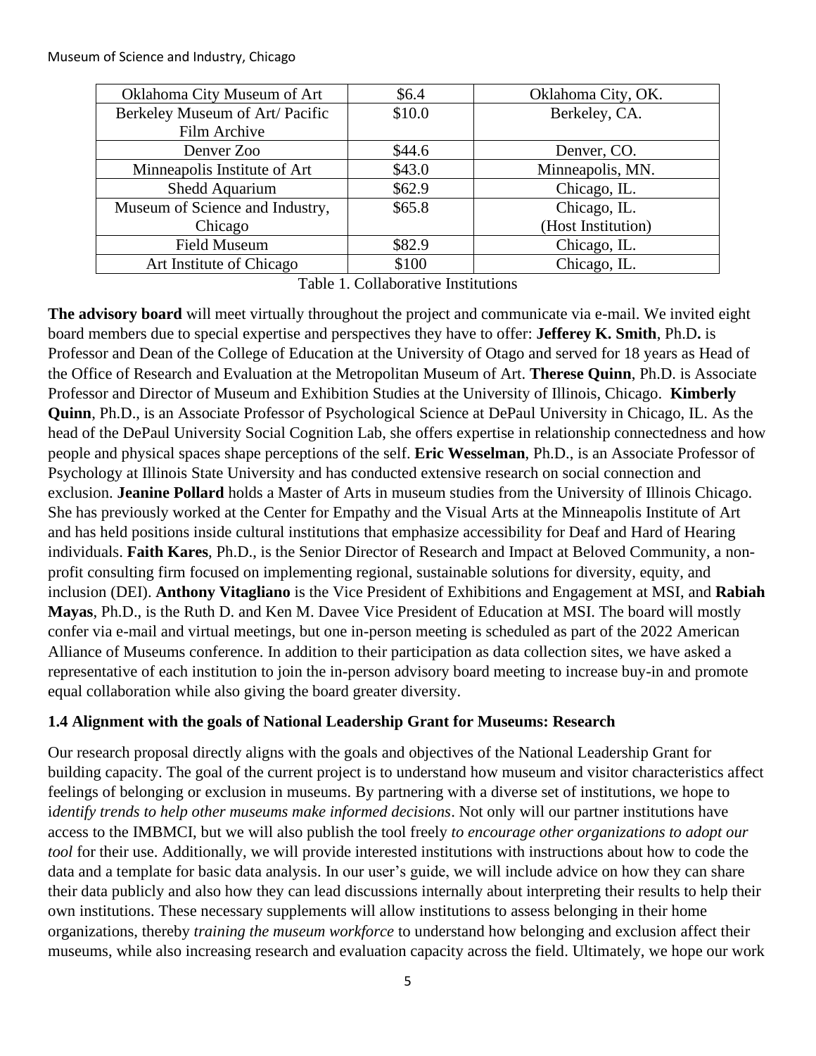| Oklahoma City Museum of Art | $6.4 | Oklahoma City, OK. |
|---|---|---|
| Berkeley Museum of Art/ Pacific Film Archive | $10.0 | Berkeley, CA. |
| Denver Zoo | $44.6 | Denver, CO. |
| Minneapolis Institute of Art | $43.0 | Minneapolis, MN. |
| Shedd Aquarium | $62.9 | Chicago, IL. |
| Museum of Science and Industry, Chicago | $65.8 | Chicago, IL. (Host Institution) |
| Field Museum | $82.9 | Chicago, IL. |
| Art Institute of Chicago | $100 | Chicago, IL. |

Table 1. Collaborative Institutions

**The advisory board** will meet virtually throughout the project and communicate via e-mail. We invited eight board members due to special expertise and perspectives they have to offer: **Jefferey K. Smith**, Ph.D**.** is Professor and Dean of the College of Education at the University of Otago and served for 18 years as Head of the Office of Research and Evaluation at the Metropolitan Museum of Art. **Therese Quinn**, Ph.D. is Associate Professor and Director of Museum and Exhibition Studies at the University of Illinois, Chicago. **Kimberly Quinn**, Ph.D., is an Associate Professor of Psychological Science at DePaul University in Chicago, IL. As the head of the DePaul University Social Cognition Lab, she offers expertise in relationship connectedness and how people and physical spaces shape perceptions of the self. **Eric Wesselman**, Ph.D., is an Associate Professor of Psychology at Illinois State University and has conducted extensive research on social connection and exclusion. **Jeanine Pollard** holds a Master of Arts in museum studies from the University of Illinois Chicago. She has previously worked at the Center for Empathy and the Visual Arts at the Minneapolis Institute of Art and has held positions inside cultural institutions that emphasize accessibility for Deaf and Hard of Hearing individuals. **Faith Kares**, Ph.D., is the Senior Director of Research and Impact at Beloved Community, a non-profit consulting firm focused on implementing regional, sustainable solutions for diversity, equity, and inclusion (DEI). **Anthony Vitagliano** is the Vice President of Exhibitions and Engagement at MSI, and **Rabiah Mayas**, Ph.D., is the Ruth D. and Ken M. Davee Vice President of Education at MSI. The board will mostly confer via e-mail and virtual meetings, but one in-person meeting is scheduled as part of the 2022 American Alliance of Museums conference. In addition to their participation as data collection sites, we have asked a representative of each institution to join the in-person advisory board meeting to increase buy-in and promote equal collaboration while also giving the board greater diversity.

### 1.4 Alignment with the goals of National Leadership Grant for Museums: Research

Our research proposal directly aligns with the goals and objectives of the National Leadership Grant for building capacity. The goal of the current project is to understand how museum and visitor characteristics affect feelings of belonging or exclusion in museums. By partnering with a diverse set of institutions, we hope to i*dentify trends to help other museums make informed decisions*. Not only will our partner institutions have access to the IMBMCI, but we will also publish the tool freely *to encourage other organizations to adopt our tool* for their use. Additionally, we will provide interested institutions with instructions about how to code the data and a template for basic data analysis. In our user's guide, we will include advice on how they can share their data publicly and also how they can lead discussions internally about interpreting their results to help their own institutions. These necessary supplements will allow institutions to assess belonging in their home organizations, thereby *training the museum workforce* to understand how belonging and exclusion affect their museums, while also increasing research and evaluation capacity across the field. Ultimately, we hope our work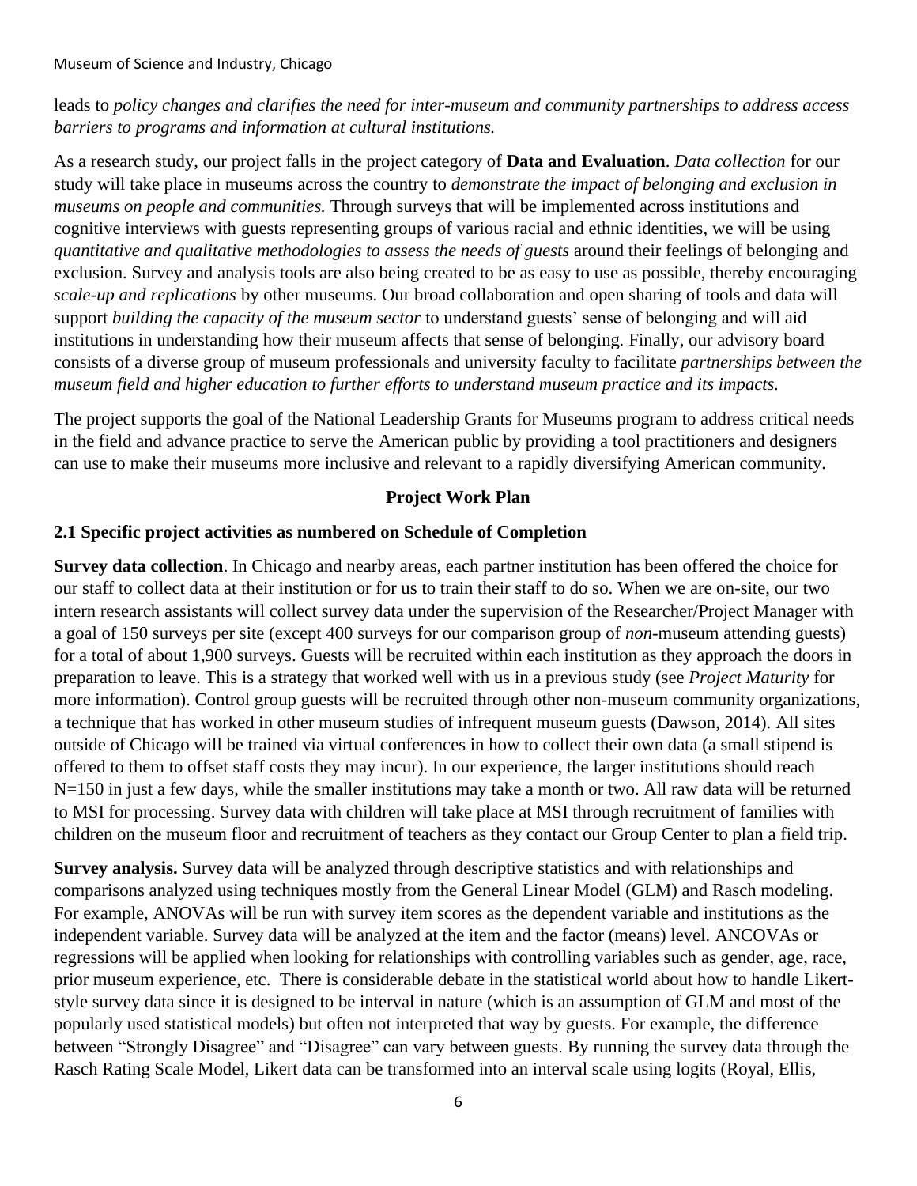leads to *policy changes and clarifies the need for inter-museum and community partnerships to address access barriers to programs and information at cultural institutions.*

As a research study, our project falls in the project category of **Data and Evaluation**. *Data collection* for our study will take place in museums across the country to *demonstrate the impact of belonging and exclusion in museums on people and communities.* Through surveys that will be implemented across institutions and cognitive interviews with guests representing groups of various racial and ethnic identities, we will be using *quantitative and qualitative methodologies to assess the needs of guests* around their feelings of belonging and exclusion. Survey and analysis tools are also being created to be as easy to use as possible, thereby encouraging *scale-up and replications* by other museums. Our broad collaboration and open sharing of tools and data will support *building the capacity of the museum sector* to understand guests' sense of belonging and will aid institutions in understanding how their museum affects that sense of belonging. Finally, our advisory board consists of a diverse group of museum professionals and university faculty to facilitate *partnerships between the museum field and higher education to further efforts to understand museum practice and its impacts.*

The project supports the goal of the National Leadership Grants for Museums program to address critical needs in the field and advance practice to serve the American public by providing a tool practitioners and designers can use to make their museums more inclusive and relevant to a rapidly diversifying American community.

## Project Work Plan

### 2.1 Specific project activities as numbered on Schedule of Completion

**Survey data collection**. In Chicago and nearby areas, each partner institution has been offered the choice for our staff to collect data at their institution or for us to train their staff to do so. When we are on-site, our two intern research assistants will collect survey data under the supervision of the Researcher/Project Manager with a goal of 150 surveys per site (except 400 surveys for our comparison group of *non*-museum attending guests) for a total of about 1,900 surveys. Guests will be recruited within each institution as they approach the doors in preparation to leave. This is a strategy that worked well with us in a previous study (see *Project Maturity* for more information). Control group guests will be recruited through other non-museum community organizations, a technique that has worked in other museum studies of infrequent museum guests (Dawson, 2014). All sites outside of Chicago will be trained via virtual conferences in how to collect their own data (a small stipend is offered to them to offset staff costs they may incur). In our experience, the larger institutions should reach N=150 in just a few days, while the smaller institutions may take a month or two. All raw data will be returned to MSI for processing. Survey data with children will take place at MSI through recruitment of families with children on the museum floor and recruitment of teachers as they contact our Group Center to plan a field trip.

**Survey analysis.** Survey data will be analyzed through descriptive statistics and with relationships and comparisons analyzed using techniques mostly from the General Linear Model (GLM) and Rasch modeling. For example, ANOVAs will be run with survey item scores as the dependent variable and institutions as the independent variable. Survey data will be analyzed at the item and the factor (means) level. ANCOVAs or regressions will be applied when looking for relationships with controlling variables such as gender, age, race, prior museum experience, etc. There is considerable debate in the statistical world about how to handle Likert-style survey data since it is designed to be interval in nature (which is an assumption of GLM and most of the popularly used statistical models) but often not interpreted that way by guests. For example, the difference between "Strongly Disagree" and "Disagree" can vary between guests. By running the survey data through the Rasch Rating Scale Model, Likert data can be transformed into an interval scale using logits (Royal, Ellis,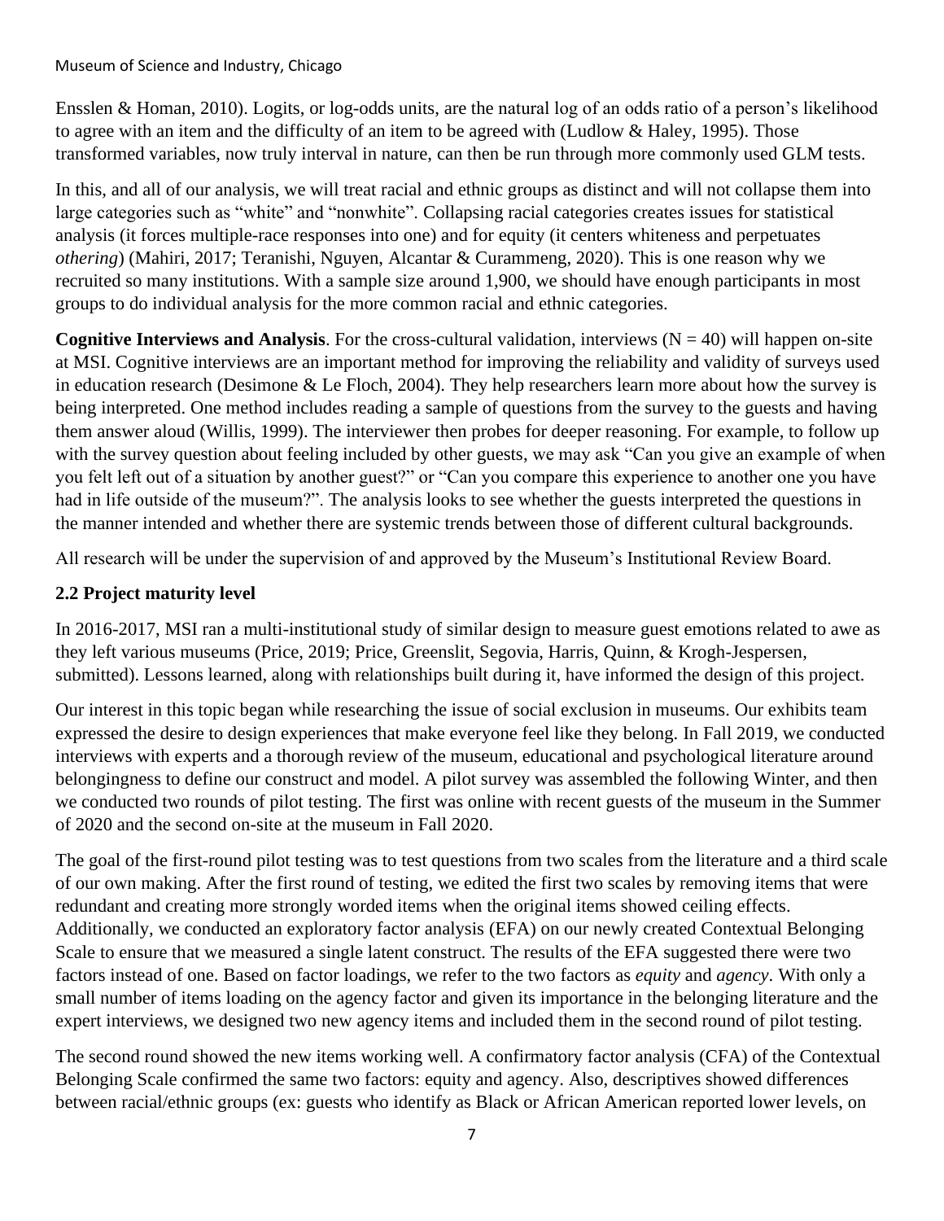Ensslen & Homan, 2010). Logits, or log-odds units, are the natural log of an odds ratio of a person's likelihood to agree with an item and the difficulty of an item to be agreed with (Ludlow & Haley, 1995). Those transformed variables, now truly interval in nature, can then be run through more commonly used GLM tests.

In this, and all of our analysis, we will treat racial and ethnic groups as distinct and will not collapse them into large categories such as "white" and "nonwhite". Collapsing racial categories creates issues for statistical analysis (it forces multiple-race responses into one) and for equity (it centers whiteness and perpetuates *othering*) (Mahiri, 2017; Teranishi, Nguyen, Alcantar & Curammeng, 2020). This is one reason why we recruited so many institutions. With a sample size around 1,900, we should have enough participants in most groups to do individual analysis for the more common racial and ethnic categories.

**Cognitive Interviews and Analysis**. For the cross-cultural validation, interviews (N = 40) will happen on-site at MSI. Cognitive interviews are an important method for improving the reliability and validity of surveys used in education research (Desimone & Le Floch, 2004). They help researchers learn more about how the survey is being interpreted. One method includes reading a sample of questions from the survey to the guests and having them answer aloud (Willis, 1999). The interviewer then probes for deeper reasoning. For example, to follow up with the survey question about feeling included by other guests, we may ask "Can you give an example of when you felt left out of a situation by another guest?" or "Can you compare this experience to another one you have had in life outside of the museum?". The analysis looks to see whether the guests interpreted the questions in the manner intended and whether there are systemic trends between those of different cultural backgrounds.

All research will be under the supervision of and approved by the Museum's Institutional Review Board.

### 2.2 Project maturity level

In 2016-2017, MSI ran a multi-institutional study of similar design to measure guest emotions related to awe as they left various museums (Price, 2019; Price, Greenslit, Segovia, Harris, Quinn, & Krogh-Jespersen, submitted). Lessons learned, along with relationships built during it, have informed the design of this project.

Our interest in this topic began while researching the issue of social exclusion in museums. Our exhibits team expressed the desire to design experiences that make everyone feel like they belong. In Fall 2019, we conducted interviews with experts and a thorough review of the museum, educational and psychological literature around belongingness to define our construct and model. A pilot survey was assembled the following Winter, and then we conducted two rounds of pilot testing. The first was online with recent guests of the museum in the Summer of 2020 and the second on-site at the museum in Fall 2020.

The goal of the first-round pilot testing was to test questions from two scales from the literature and a third scale of our own making. After the first round of testing, we edited the first two scales by removing items that were redundant and creating more strongly worded items when the original items showed ceiling effects. Additionally, we conducted an exploratory factor analysis (EFA) on our newly created Contextual Belonging Scale to ensure that we measured a single latent construct. The results of the EFA suggested there were two factors instead of one. Based on factor loadings, we refer to the two factors as *equity* and *agency*. With only a small number of items loading on the agency factor and given its importance in the belonging literature and the expert interviews, we designed two new agency items and included them in the second round of pilot testing.

The second round showed the new items working well. A confirmatory factor analysis (CFA) of the Contextual Belonging Scale confirmed the same two factors: equity and agency. Also, descriptives showed differences between racial/ethnic groups (ex: guests who identify as Black or African American reported lower levels, on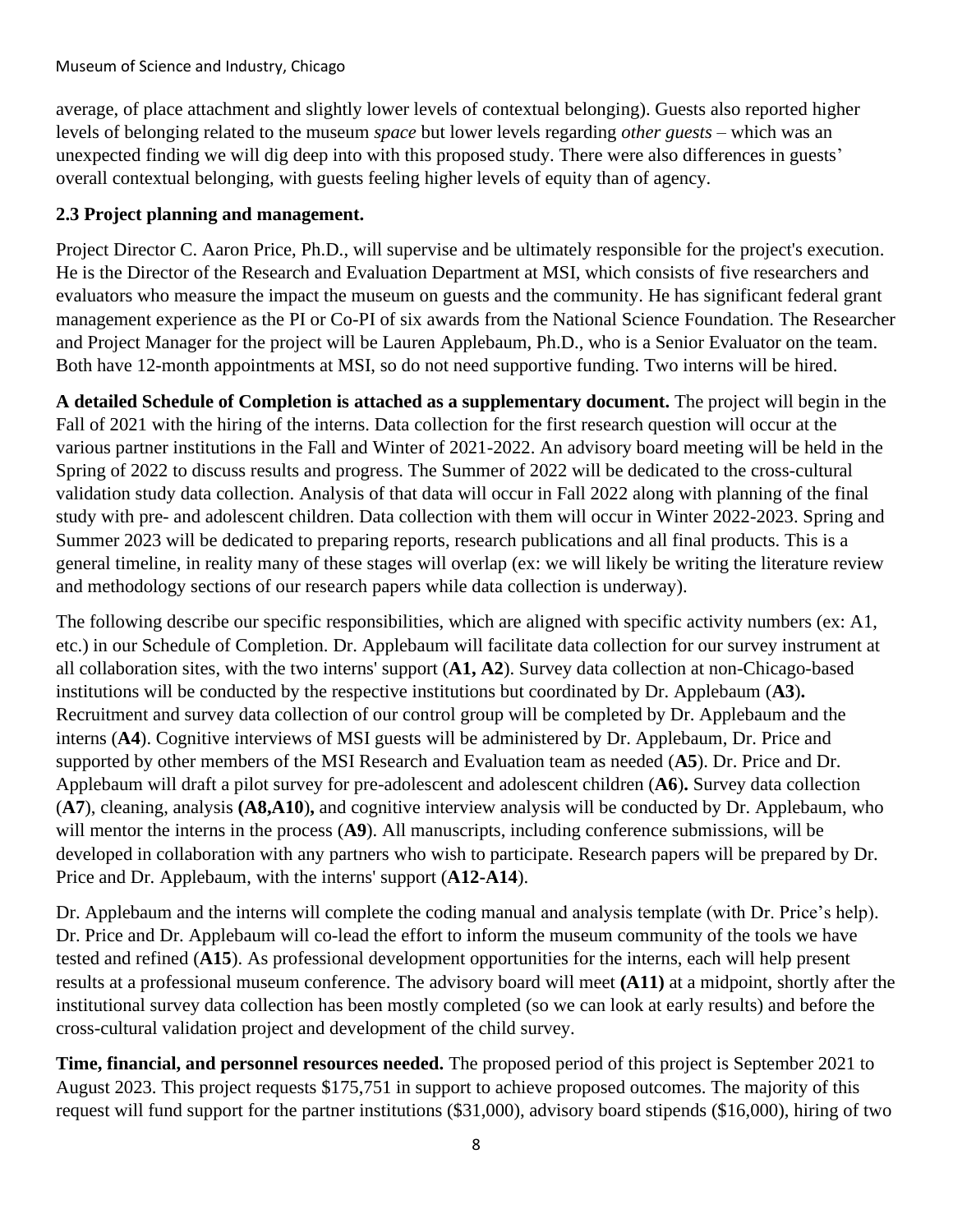average, of place attachment and slightly lower levels of contextual belonging). Guests also reported higher levels of belonging related to the museum *space* but lower levels regarding *other guests* – which was an unexpected finding we will dig deep into with this proposed study. There were also differences in guests' overall contextual belonging, with guests feeling higher levels of equity than of agency.

### 2.3 Project planning and management.

Project Director C. Aaron Price, Ph.D., will supervise and be ultimately responsible for the project's execution. He is the Director of the Research and Evaluation Department at MSI, which consists of five researchers and evaluators who measure the impact the museum on guests and the community. He has significant federal grant management experience as the PI or Co-PI of six awards from the National Science Foundation. The Researcher and Project Manager for the project will be Lauren Applebaum, Ph.D., who is a Senior Evaluator on the team. Both have 12-month appointments at MSI, so do not need supportive funding. Two interns will be hired.

**A detailed Schedule of Completion is attached as a supplementary document.** The project will begin in the Fall of 2021 with the hiring of the interns. Data collection for the first research question will occur at the various partner institutions in the Fall and Winter of 2021-2022. An advisory board meeting will be held in the Spring of 2022 to discuss results and progress. The Summer of 2022 will be dedicated to the cross-cultural validation study data collection. Analysis of that data will occur in Fall 2022 along with planning of the final study with pre- and adolescent children. Data collection with them will occur in Winter 2022-2023. Spring and Summer 2023 will be dedicated to preparing reports, research publications and all final products. This is a general timeline, in reality many of these stages will overlap (ex: we will likely be writing the literature review and methodology sections of our research papers while data collection is underway).

The following describe our specific responsibilities, which are aligned with specific activity numbers (ex: A1, etc.) in our Schedule of Completion. Dr. Applebaum will facilitate data collection for our survey instrument at all collaboration sites, with the two interns' support (**A1, A2**). Survey data collection at non-Chicago-based institutions will be conducted by the respective institutions but coordinated by Dr. Applebaum (**A3**)**.** Recruitment and survey data collection of our control group will be completed by Dr. Applebaum and the interns (**A4**). Cognitive interviews of MSI guests will be administered by Dr. Applebaum, Dr. Price and supported by other members of the MSI Research and Evaluation team as needed (**A5**). Dr. Price and Dr. Applebaum will draft a pilot survey for pre-adolescent and adolescent children (**A6**)**.** Survey data collection (**A7**), cleaning, analysis **(A8,A10**)**,** and cognitive interview analysis will be conducted by Dr. Applebaum, who will mentor the interns in the process (**A9**). All manuscripts, including conference submissions, will be developed in collaboration with any partners who wish to participate. Research papers will be prepared by Dr. Price and Dr. Applebaum, with the interns' support (**A12-A14**).

Dr. Applebaum and the interns will complete the coding manual and analysis template (with Dr. Price's help). Dr. Price and Dr. Applebaum will co-lead the effort to inform the museum community of the tools we have tested and refined (**A15**). As professional development opportunities for the interns, each will help present results at a professional museum conference. The advisory board will meet **(A11)** at a midpoint, shortly after the institutional survey data collection has been mostly completed (so we can look at early results) and before the cross-cultural validation project and development of the child survey.

**Time, financial, and personnel resources needed.** The proposed period of this project is September 2021 to August 2023. This project requests $175,751 in support to achieve proposed outcomes. The majority of this request will fund support for the partner institutions ($31,000), advisory board stipends ($16,000), hiring of two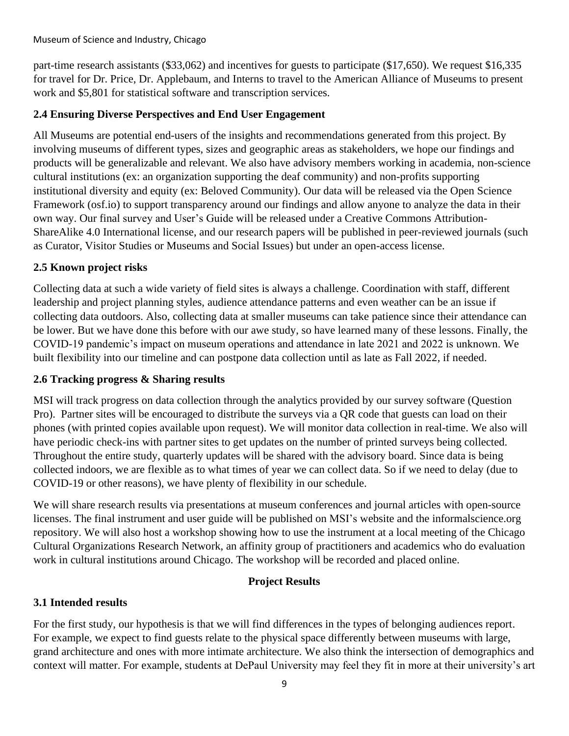part-time research assistants ($33,062) and incentives for guests to participate ($17,650). We request $16,335 for travel for Dr. Price, Dr. Applebaum, and Interns to travel to the American Alliance of Museums to present work and $5,801 for statistical software and transcription services.

### 2.4 Ensuring Diverse Perspectives and End User Engagement

All Museums are potential end-users of the insights and recommendations generated from this project. By involving museums of different types, sizes and geographic areas as stakeholders, we hope our findings and products will be generalizable and relevant. We also have advisory members working in academia, non-science cultural institutions (ex: an organization supporting the deaf community) and non-profits supporting institutional diversity and equity (ex: Beloved Community). Our data will be released via the Open Science Framework (osf.io) to support transparency around our findings and allow anyone to analyze the data in their own way. Our final survey and User's Guide will be released under a Creative Commons Attribution-ShareAlike 4.0 International license, and our research papers will be published in peer-reviewed journals (such as Curator, Visitor Studies or Museums and Social Issues) but under an open-access license.

### 2.5 Known project risks

Collecting data at such a wide variety of field sites is always a challenge. Coordination with staff, different leadership and project planning styles, audience attendance patterns and even weather can be an issue if collecting data outdoors. Also, collecting data at smaller museums can take patience since their attendance can be lower. But we have done this before with our awe study, so have learned many of these lessons. Finally, the COVID-19 pandemic's impact on museum operations and attendance in late 2021 and 2022 is unknown. We built flexibility into our timeline and can postpone data collection until as late as Fall 2022, if needed.

### 2.6 Tracking progress & Sharing results

MSI will track progress on data collection through the analytics provided by our survey software (Question Pro). Partner sites will be encouraged to distribute the surveys via a QR code that guests can load on their phones (with printed copies available upon request). We will monitor data collection in real-time. We also will have periodic check-ins with partner sites to get updates on the number of printed surveys being collected. Throughout the entire study, quarterly updates will be shared with the advisory board. Since data is being collected indoors, we are flexible as to what times of year we can collect data. So if we need to delay (due to COVID-19 or other reasons), we have plenty of flexibility in our schedule.

We will share research results via presentations at museum conferences and journal articles with open-source licenses. The final instrument and user guide will be published on MSI's website and the informalscience.org repository. We will also host a workshop showing how to use the instrument at a local meeting of the Chicago Cultural Organizations Research Network, an affinity group of practitioners and academics who do evaluation work in cultural institutions around Chicago. The workshop will be recorded and placed online.

## Project Results

### 3.1 Intended results

For the first study, our hypothesis is that we will find differences in the types of belonging audiences report. For example, we expect to find guests relate to the physical space differently between museums with large, grand architecture and ones with more intimate architecture. We also think the intersection of demographics and context will matter. For example, students at DePaul University may feel they fit in more at their university's art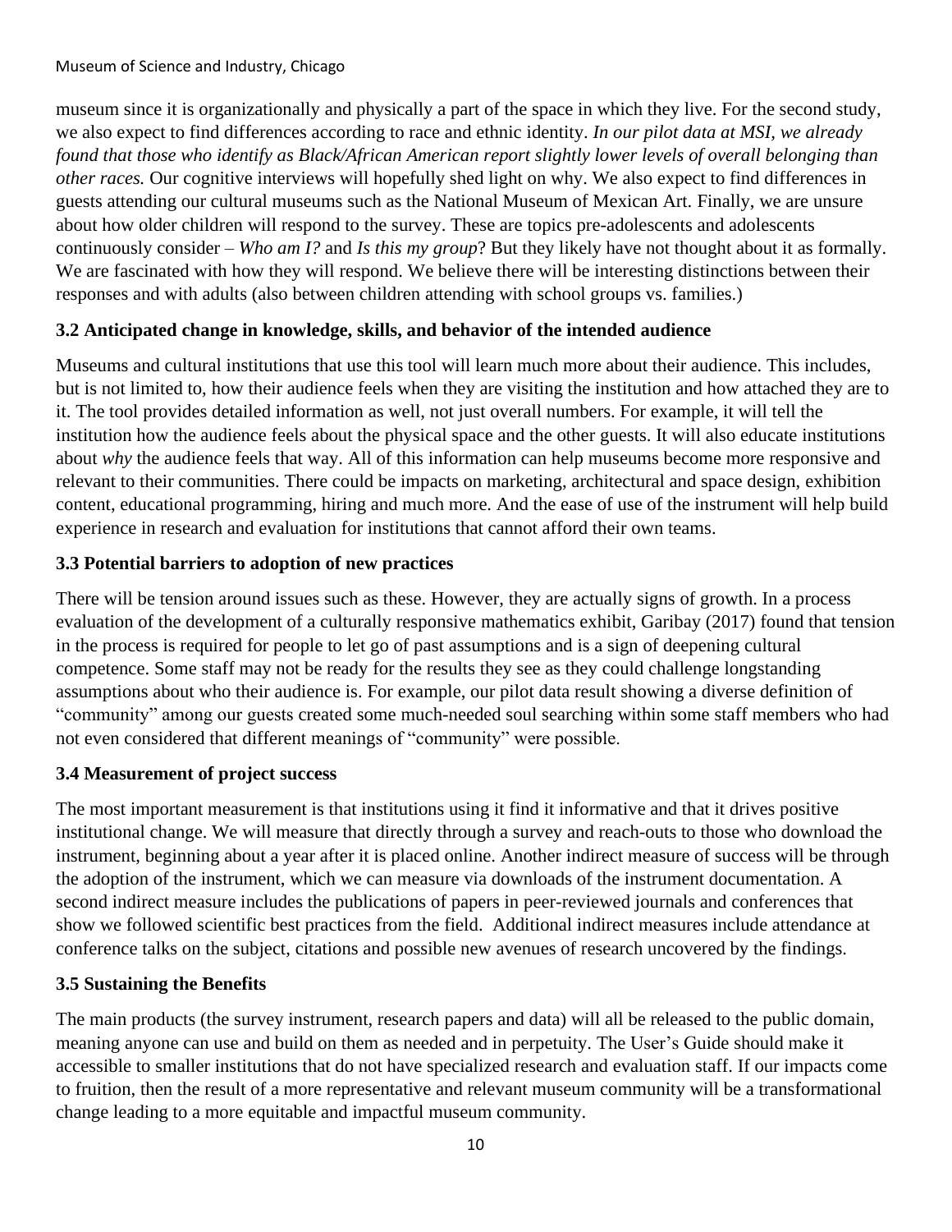museum since it is organizationally and physically a part of the space in which they live. For the second study, we also expect to find differences according to race and ethnic identity. *In our pilot data at MSI, we already found that those who identify as Black/African American report slightly lower levels of overall belonging than other races.* Our cognitive interviews will hopefully shed light on why. We also expect to find differences in guests attending our cultural museums such as the National Museum of Mexican Art. Finally, we are unsure about how older children will respond to the survey. These are topics pre-adolescents and adolescents continuously consider – *Who am I?* and *Is this my group*? But they likely have not thought about it as formally. We are fascinated with how they will respond. We believe there will be interesting distinctions between their responses and with adults (also between children attending with school groups vs. families.)

### 3.2 Anticipated change in knowledge, skills, and behavior of the intended audience

Museums and cultural institutions that use this tool will learn much more about their audience. This includes, but is not limited to, how their audience feels when they are visiting the institution and how attached they are to it. The tool provides detailed information as well, not just overall numbers. For example, it will tell the institution how the audience feels about the physical space and the other guests. It will also educate institutions about *why* the audience feels that way. All of this information can help museums become more responsive and relevant to their communities. There could be impacts on marketing, architectural and space design, exhibition content, educational programming, hiring and much more. And the ease of use of the instrument will help build experience in research and evaluation for institutions that cannot afford their own teams.

### 3.3 Potential barriers to adoption of new practices

There will be tension around issues such as these. However, they are actually signs of growth. In a process evaluation of the development of a culturally responsive mathematics exhibit, Garibay (2017) found that tension in the process is required for people to let go of past assumptions and is a sign of deepening cultural competence. Some staff may not be ready for the results they see as they could challenge longstanding assumptions about who their audience is. For example, our pilot data result showing a diverse definition of "community" among our guests created some much-needed soul searching within some staff members who had not even considered that different meanings of "community" were possible.

### 3.4 Measurement of project success

The most important measurement is that institutions using it find it informative and that it drives positive institutional change. We will measure that directly through a survey and reach-outs to those who download the instrument, beginning about a year after it is placed online. Another indirect measure of success will be through the adoption of the instrument, which we can measure via downloads of the instrument documentation. A second indirect measure includes the publications of papers in peer-reviewed journals and conferences that show we followed scientific best practices from the field. Additional indirect measures include attendance at conference talks on the subject, citations and possible new avenues of research uncovered by the findings.

### 3.5 Sustaining the Benefits

The main products (the survey instrument, research papers and data) will all be released to the public domain, meaning anyone can use and build on them as needed and in perpetuity. The User's Guide should make it accessible to smaller institutions that do not have specialized research and evaluation staff. If our impacts come to fruition, then the result of a more representative and relevant museum community will be a transformational change leading to a more equitable and impactful museum community.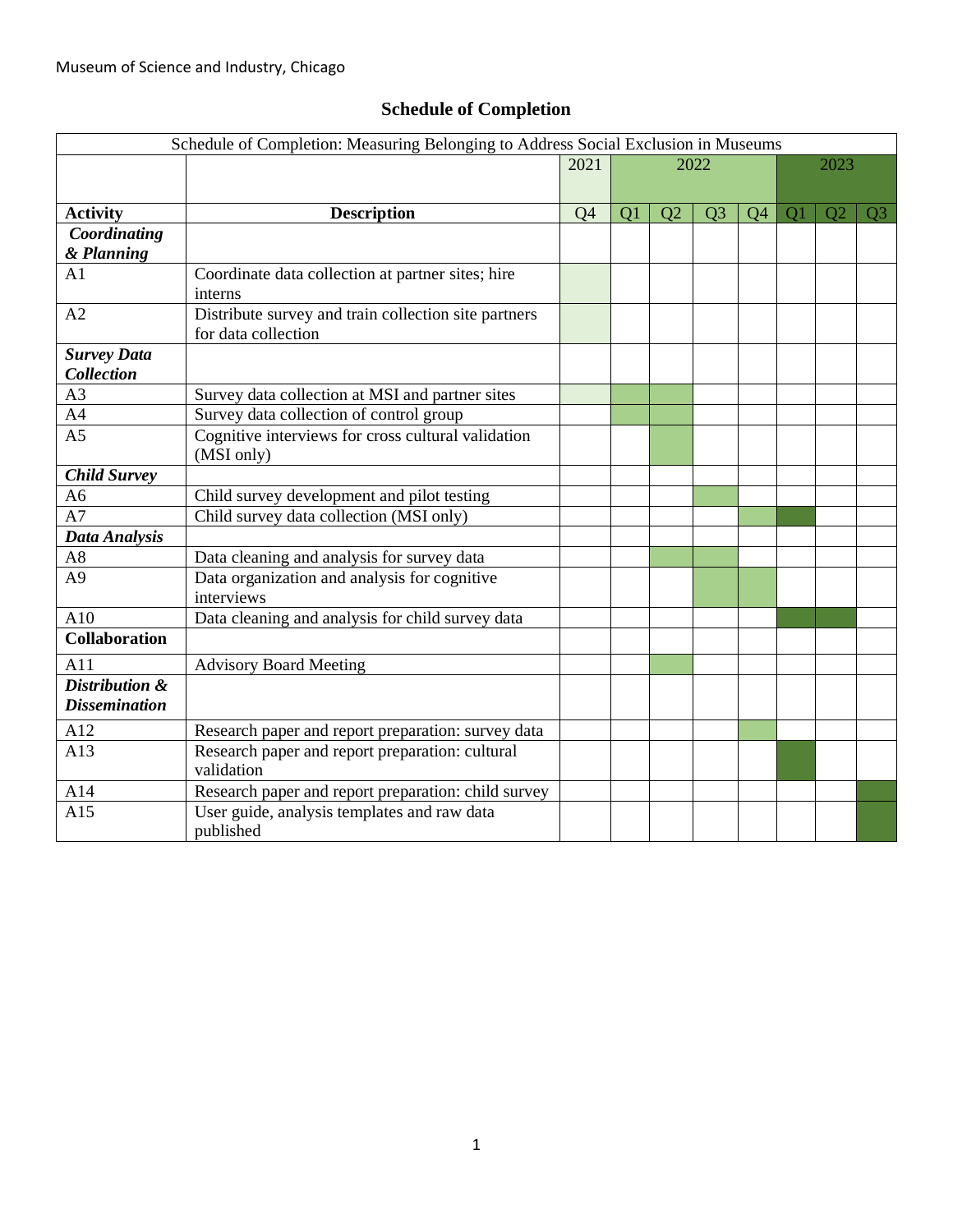# Schedule of Completion

| Schedule of Completion: Measuring Belonging to Address Social Exclusion in Museums | | | | | | | | | |
|---|---|---|---|---|---|---|---|---|---|
| | | 2021 | 2022 | | | | 2023 | | |
| **Activity** | **Description** | Q4 | Q1 | Q2 | Q3 | Q4 | Q1 | Q2 | Q3 |
| ***Coordinating & Planning*** | | | | | | | | | |
| A1 | Coordinate data collection at partner sites; hire interns | | | | | | | | |
| A2 | Distribute survey and train collection site partners for data collection | | | | | | | | |
| ***Survey Data Collection*** | | | | | | | | | |
| A3 | Survey data collection at MSI and partner sites | | | | | | | | |
| A4 | Survey data collection of control group | | | | | | | | |
| A5 | Cognitive interviews for cross cultural validation (MSI only) | | | | | | | | |
| ***Child Survey*** | | | | | | | | | |
| A6 | Child survey development and pilot testing | | | | | | | | |
| A7 | Child survey data collection (MSI only) | | | | | | | | |
| ***Data Analysis*** | | | | | | | | | |
| A8 | Data cleaning and analysis for survey data | | | | | | | | |
| A9 | Data organization and analysis for cognitive interviews | | | | | | | | |
| A10 | Data cleaning and analysis for child survey data | | | | | | | | |
| **Collaboration** | | | | | | | | | |
| A11 | Advisory Board Meeting | | | | | | | | |
| ***Distribution & Dissemination*** | | | | | | | | | |
| A12 | Research paper and report preparation: survey data | | | | | | | | |
| A13 | Research paper and report preparation: cultural validation | | | | | | | | |
| A14 | Research paper and report preparation: child survey | | | | | | | | |
| A15 | User guide, analysis templates and raw data published | | | | | | | | |